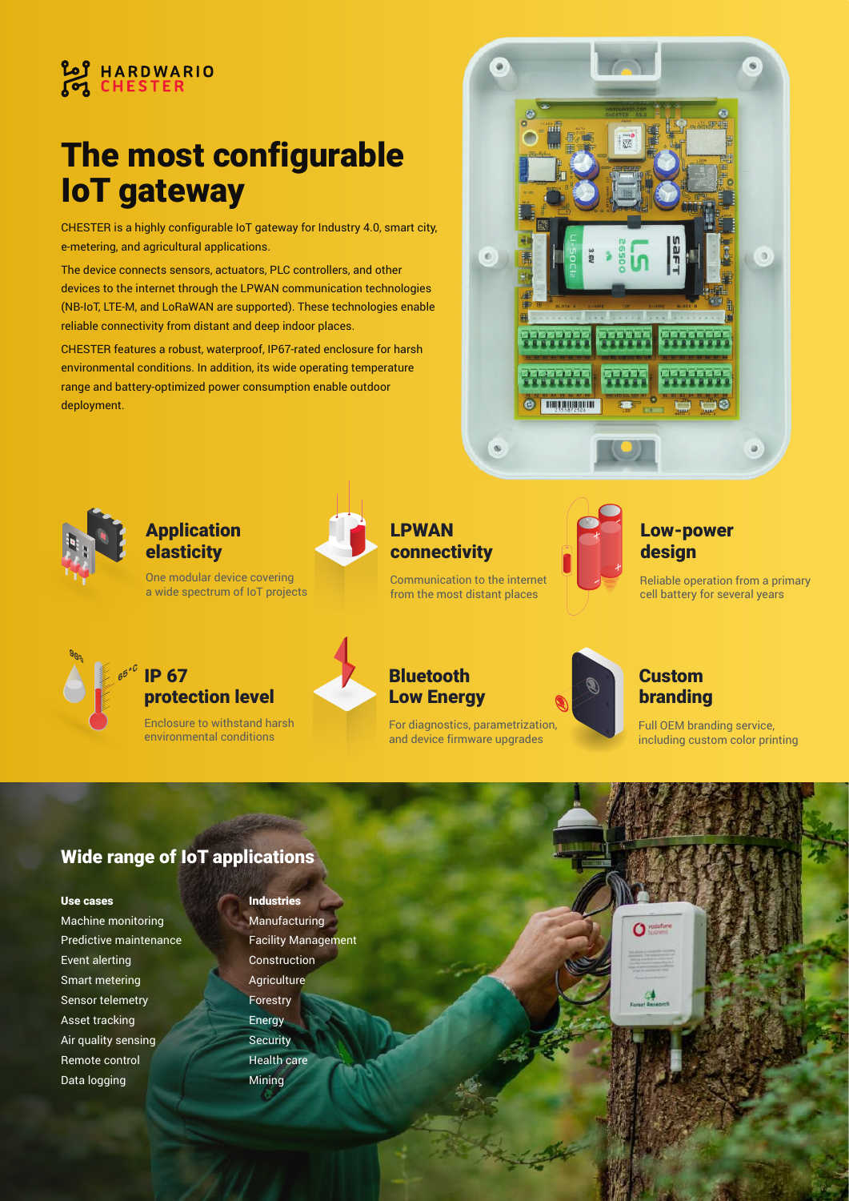HARDWARIO CHESTER

# The most configurable IoT gateway

CHESTER is a highly configurable IoT gateway for Industry 4.0, smart city, e-metering, and agricultural applications.

The device connects sensors, actuators, PLC controllers, and other devices to the internet through the LPWAN communication technologies (NB-IoT, LTE-M, and LoRaWAN are supported). These technologies enable reliable connectivity from distant and deep indoor places.

CHESTER features a robust, waterproof, IP67-rated enclosure for harsh environmental conditions. In addition, its wide operating temperature range and battery-optimized power consumption enable outdoor deployment.

### Application elasticity

One modular device covering a wide spectrum of IoT projects

### LPWAN connectivity

Communication to the internet from the most distant places

### Low-power design

Reliable operation from a primary cell battery for several years

### IP 67 protection level

Enclosure to withstand harsh environmental conditions

### Bluetooth Low Energy

For diagnostics, parametrization, and device firmware upgrades

### Custom branding

Full OEM branding service, including custom color printing

## Wide range of IoT applications

**Use cases**

- Machine monitoring
- Predictive maintenance
- Event alerting
- Smart metering
- Sensor telemetry
- Asset tracking
- Air quality sensing
- Remote control
- Data logging

**Industries**

- Manufacturing
- Facility Management
- Construction
- Agriculture
- Forestry
- Energy
- Security
- Health care
- Mining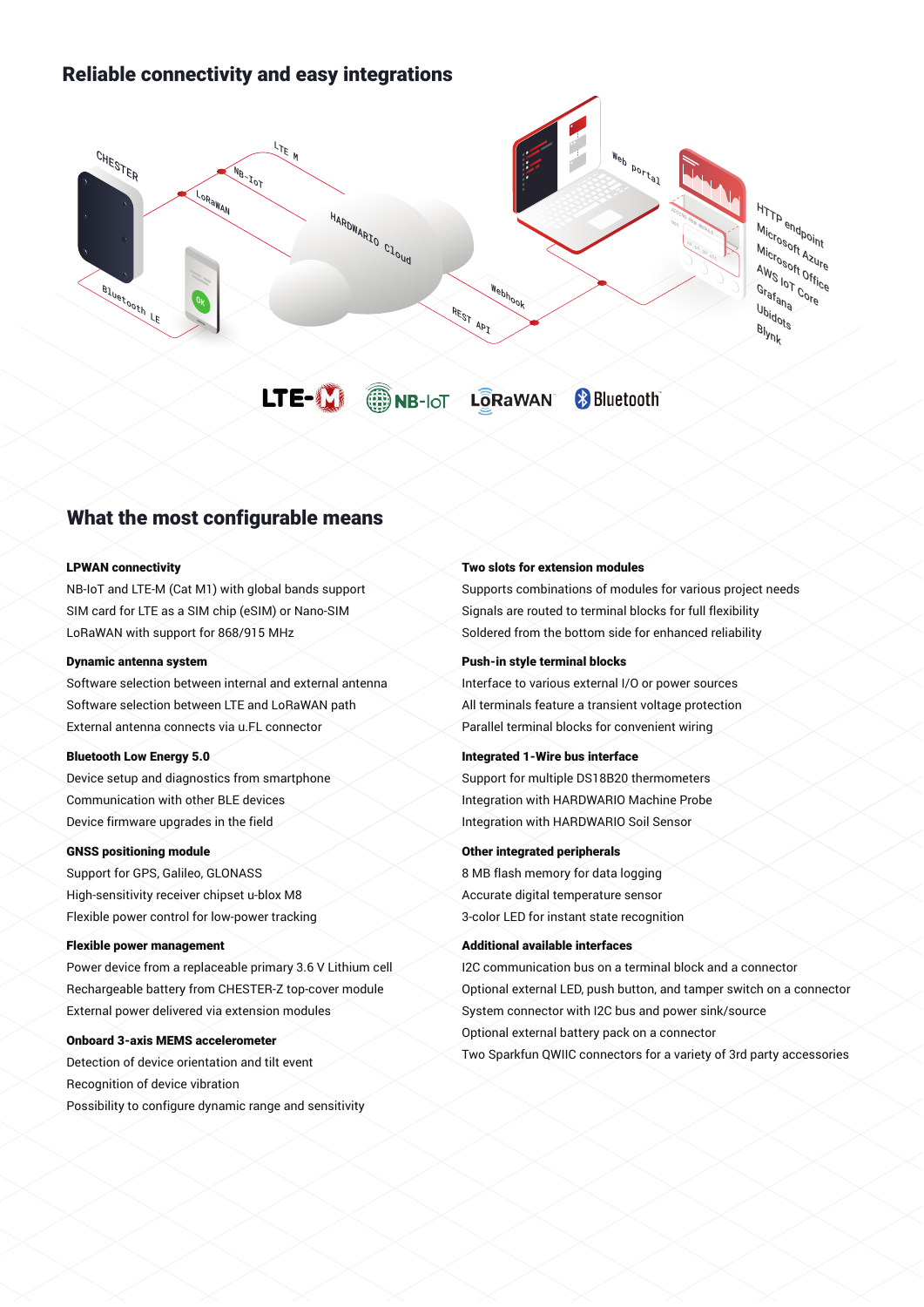## Reliable connectivity and easy integrations

## What the most configurable means

**LPWAN connectivity**
NB-IoT and LTE-M (Cat M1) with global bands support
SIM card for LTE as a SIM chip (eSIM) or Nano-SIM
LoRaWAN with support for 868/915 MHz

**Dynamic antenna system**
Software selection between internal and external antenna
Software selection between LTE and LoRaWAN path
External antenna connects via u.FL connector

**Bluetooth Low Energy 5.0**
Device setup and diagnostics from smartphone
Communication with other BLE devices
Device firmware upgrades in the field

**GNSS positioning module**
Support for GPS, Galileo, GLONASS
High-sensitivity receiver chipset u-blox M8
Flexible power control for low-power tracking

**Flexible power management**
Power device from a replaceable primary 3.6 V Lithium cell
Rechargeable battery from CHESTER-Z top-cover module
External power delivered via extension modules

**Onboard 3-axis MEMS accelerometer**
Detection of device orientation and tilt event
Recognition of device vibration
Possibility to configure dynamic range and sensitivity

**Two slots for extension modules**
Supports combinations of modules for various project needs
Signals are routed to terminal blocks for full flexibility
Soldered from the bottom side for enhanced reliability

**Push-in style terminal blocks**
Interface to various external I/O or power sources
All terminals feature a transient voltage protection
Parallel terminal blocks for convenient wiring

**Integrated 1-Wire bus interface**
Support for multiple DS18B20 thermometers
Integration with HARDWARIO Machine Probe
Integration with HARDWARIO Soil Sensor

**Other integrated peripherals**
8 MB flash memory for data logging
Accurate digital temperature sensor
3-color LED for instant state recognition

**Additional available interfaces**
I2C communication bus on a terminal block and a connector
Optional external LED, push button, and tamper switch on a connector
System connector with I2C bus and power sink/source
Optional external battery pack on a connector
Two Sparkfun QWIIC connectors for a variety of 3rd party accessories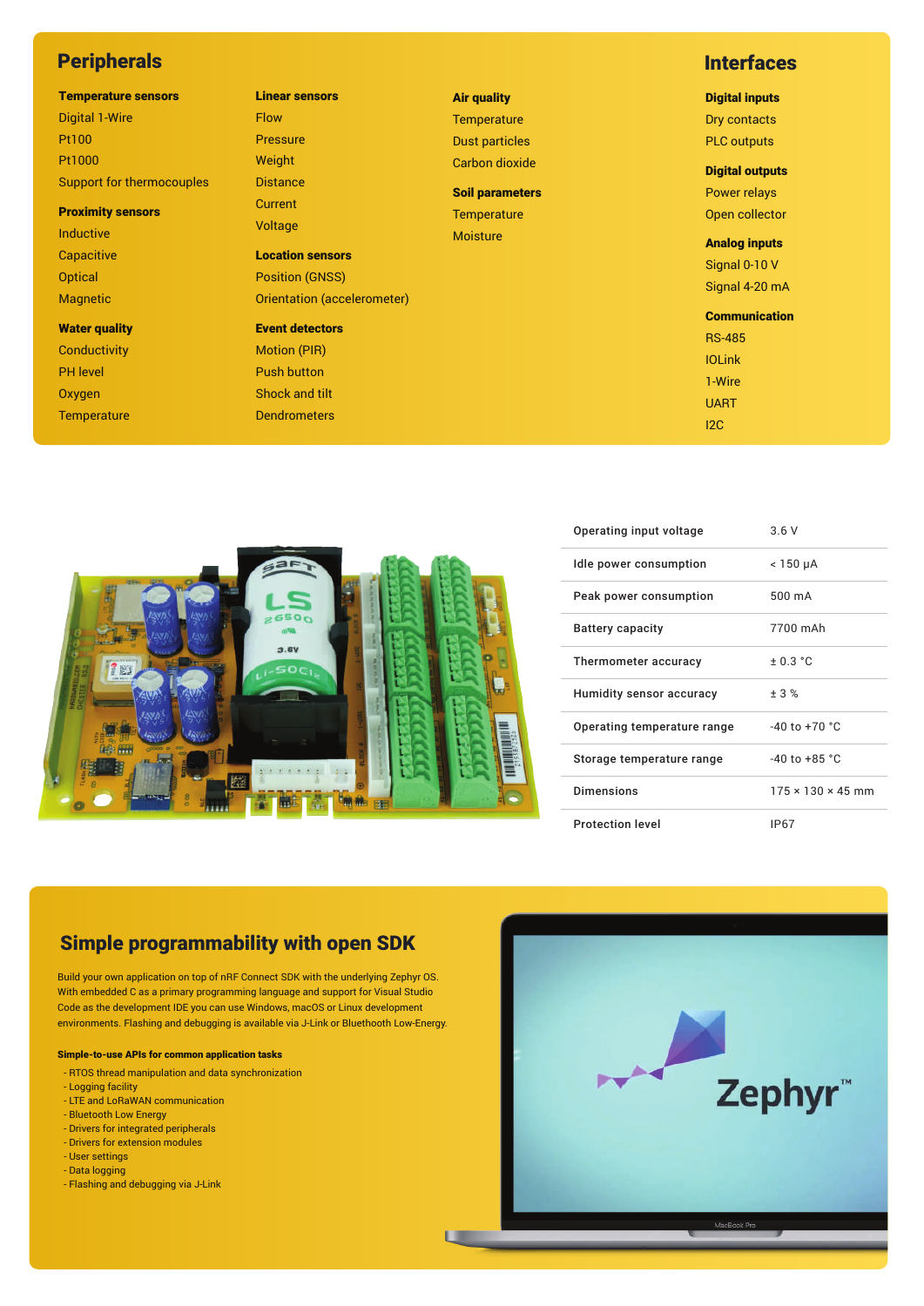## Peripherals

**Temperature sensors**
- Digital 1-Wire
- Pt100
- Pt1000
- Support for thermocouples

**Proximity sensors**
- Inductive
- Capacitive
- Optical
- Magnetic

**Water quality**
- Conductivity
- PH level
- Oxygen
- Temperature

**Linear sensors**
- Flow
- Pressure
- Weight
- Distance
- Current
- Voltage

**Location sensors**
- Position (GNSS)
- Orientation (accelerometer)

**Event detectors**
- Motion (PIR)
- Push button
- Shock and tilt
- Dendrometers

**Air quality**
- Temperature
- Dust particles
- Carbon dioxide

**Soil parameters**
- Temperature
- Moisture

## Interfaces

**Digital inputs**
- Dry contacts
- PLC outputs

**Digital outputs**
- Power relays
- Open collector

**Analog inputs**
- Signal 0-10 V
- Signal 4-20 mA

**Communication**
- RS-485
- IOLink
- 1-Wire
- UART
- I2C

| | |
|---|---|
| Operating input voltage | 3.6 V |
| Idle power consumption | < 150 µA |
| Peak power consumption | 500 mA |
| Battery capacity | 7700 mAh |
| Thermometer accuracy | ± 0.3 °C |
| Humidity sensor accuracy | ± 3 % |
| Operating temperature range | -40 to +70 °C |
| Storage temperature range | -40 to +85 °C |
| Dimensions | 175 × 130 × 45 mm |
| Protection level | IP67 |

## Simple programmability with open SDK

Build your own application on top of nRF Connect SDK with the underlying Zephyr OS. With embedded C as a primary programming language and support for Visual Studio Code as the development IDE you can use Windows, macOS or Linux development environments. Flashing and debugging is available via J-Link or Bluetooth Low-Energy.

**Simple-to-use APIs for common application tasks**

- RTOS thread manipulation and data synchronization
- Logging facility
- LTE and LoRaWAN communication
- Bluetooth Low Energy
- Drivers for integrated peripherals
- Drivers for extension modules
- User settings
- Data logging
- Flashing and debugging via J-Link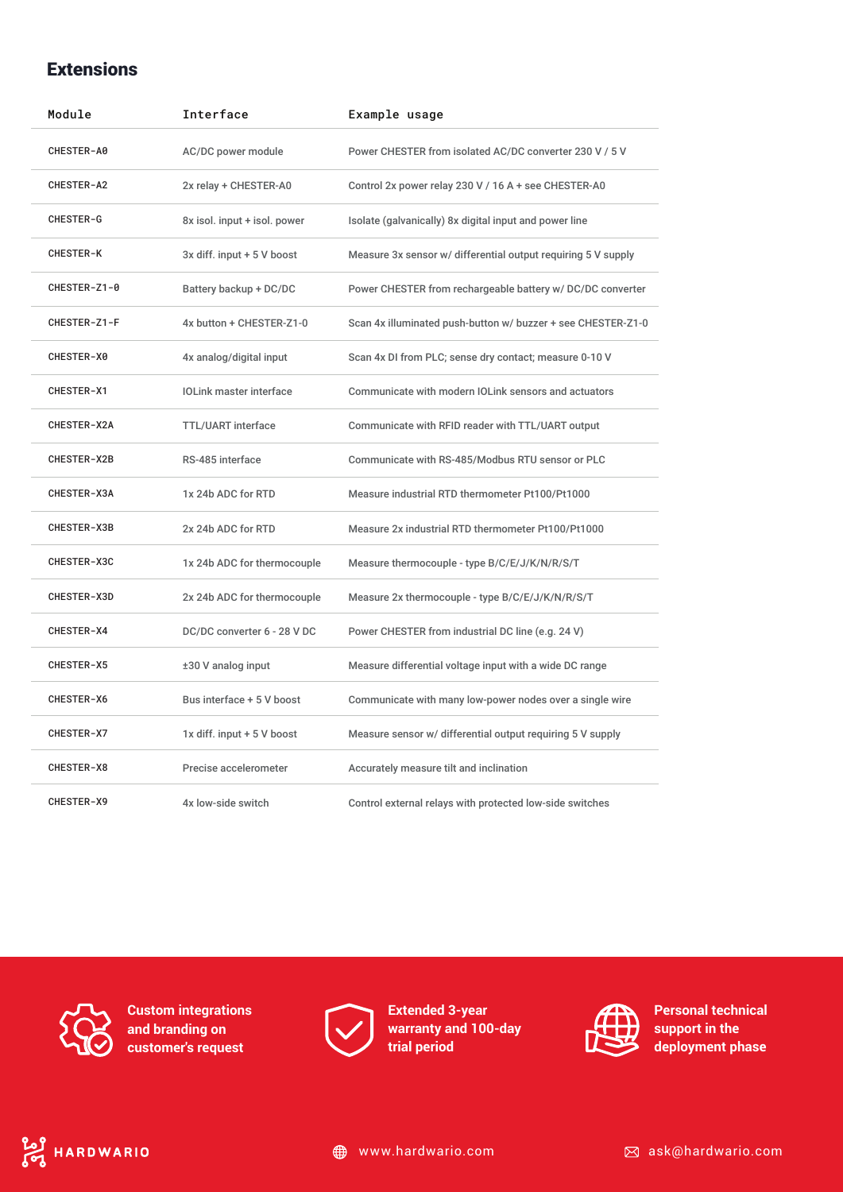## Extensions

| Module | Interface | Example usage |
| --- | --- | --- |
| CHESTER-A0 | AC/DC power module | Power CHESTER from isolated AC/DC converter 230 V / 5 V |
| CHESTER-A2 | 2x relay + CHESTER-A0 | Control 2x power relay 230 V / 16 A + see CHESTER-A0 |
| CHESTER-G | 8x isol. input + isol. power | Isolate (galvanically) 8x digital input and power line |
| CHESTER-K | 3x diff. input + 5 V boost | Measure 3x sensor w/ differential output requiring 5 V supply |
| CHESTER-Z1-0 | Battery backup + DC/DC | Power CHESTER from rechargeable battery w/ DC/DC converter |
| CHESTER-Z1-F | 4x button + CHESTER-Z1-0 | Scan 4x illuminated push-button w/ buzzer + see CHESTER-Z1-0 |
| CHESTER-X0 | 4x analog/digital input | Scan 4x DI from PLC; sense dry contact; measure 0-10 V |
| CHESTER-X1 | IOLink master interface | Communicate with modern IOLink sensors and actuators |
| CHESTER-X2A | TTL/UART interface | Communicate with RFID reader with TTL/UART output |
| CHESTER-X2B | RS-485 interface | Communicate with RS-485/Modbus RTU sensor or PLC |
| CHESTER-X3A | 1x 24b ADC for RTD | Measure industrial RTD thermometer Pt100/Pt1000 |
| CHESTER-X3B | 2x 24b ADC for RTD | Measure 2x industrial RTD thermometer Pt100/Pt1000 |
| CHESTER-X3C | 1x 24b ADC for thermocouple | Measure thermocouple - type B/C/E/J/K/N/R/S/T |
| CHESTER-X3D | 2x 24b ADC for thermocouple | Measure 2x thermocouple - type B/C/E/J/K/N/R/S/T |
| CHESTER-X4 | DC/DC converter 6 - 28 V DC | Power CHESTER from industrial DC line (e.g. 24 V) |
| CHESTER-X5 | ±30 V analog input | Measure differential voltage input with a wide DC range |
| CHESTER-X6 | Bus interface + 5 V boost | Communicate with many low-power nodes over a single wire |
| CHESTER-X7 | 1x diff. input + 5 V boost | Measure sensor w/ differential output requiring 5 V supply |
| CHESTER-X8 | Precise accelerometer | Accurately measure tilt and inclination |
| CHESTER-X9 | 4x low-side switch | Control external relays with protected low-side switches |

**Custom integrations and branding on customer's request**

**Extended 3-year warranty and 100-day trial period**

**Personal technical support in the deployment phase**

HARDWARIO

www.hardwario.com

ask@hardwario.com